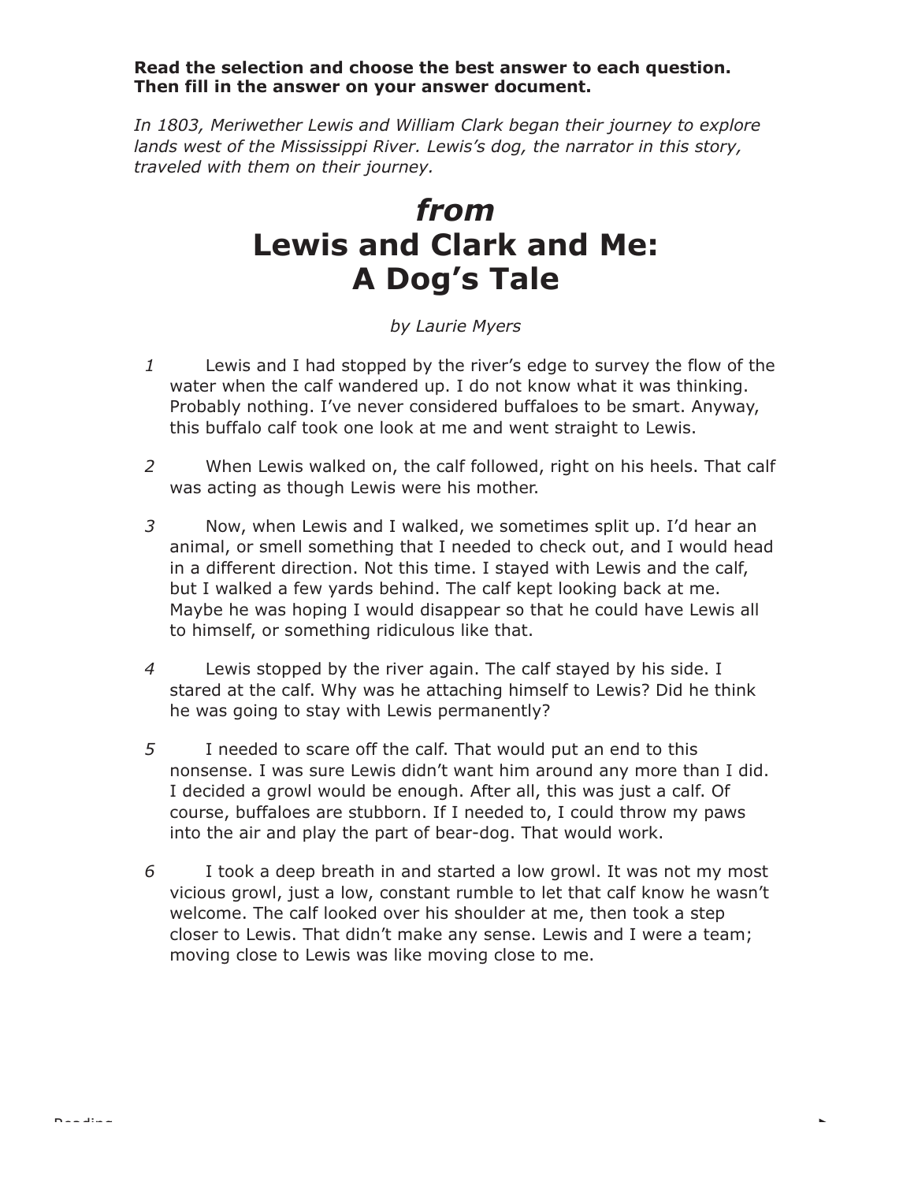**Read the selection and choose the best answer to each question. Then fill in the answer on your answer document.**

*In 1803, Meriwether Lewis and William Clark began their journey to explore lands west of the Mississippi River. Lewis's dog, the narrator in this story, traveled with them on their journey.*

# *from* Lewis and Clark and Me: A Dog's Tale

*by Laurie Myers*

1 Lewis and I had stopped by the river's edge to survey the flow of the water when the calf wandered up. I do not know what it was thinking. Probably nothing. I've never considered buffaloes to be smart. Anyway, this buffalo calf took one look at me and went straight to Lewis.

2 When Lewis walked on, the calf followed, right on his heels. That calf was acting as though Lewis were his mother.

3 Now, when Lewis and I walked, we sometimes split up. I'd hear an animal, or smell something that I needed to check out, and I would head in a different direction. Not this time. I stayed with Lewis and the calf, but I walked a few yards behind. The calf kept looking back at me. Maybe he was hoping I would disappear so that he could have Lewis all to himself, or something ridiculous like that.

4 Lewis stopped by the river again. The calf stayed by his side. I stared at the calf. Why was he attaching himself to Lewis? Did he think he was going to stay with Lewis permanently?

5 I needed to scare off the calf. That would put an end to this nonsense. I was sure Lewis didn't want him around any more than I did. I decided a growl would be enough. After all, this was just a calf. Of course, buffaloes are stubborn. If I needed to, I could throw my paws into the air and play the part of bear-dog. That would work.

6 I took a deep breath in and started a low growl. It was not my most vicious growl, just a low, constant rumble to let that calf know he wasn't welcome. The calf looked over his shoulder at me, then took a step closer to Lewis. That didn't make any sense. Lewis and I were a team; moving close to Lewis was like moving close to me.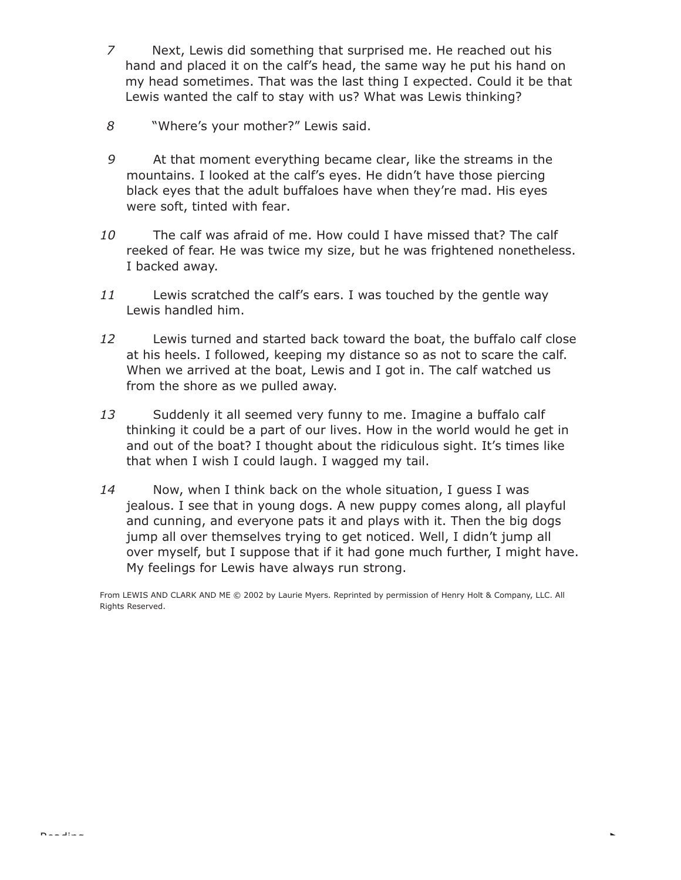7 Next, Lewis did something that surprised me. He reached out his hand and placed it on the calf's head, the same way he put his hand on my head sometimes. That was the last thing I expected. Could it be that Lewis wanted the calf to stay with us? What was Lewis thinking?

8 "Where's your mother?" Lewis said.

9 At that moment everything became clear, like the streams in the mountains. I looked at the calf's eyes. He didn't have those piercing black eyes that the adult buffaloes have when they're mad. His eyes were soft, tinted with fear.

10 The calf was afraid of me. How could I have missed that? The calf reeked of fear. He was twice my size, but he was frightened nonetheless. I backed away.

11 Lewis scratched the calf's ears. I was touched by the gentle way Lewis handled him.

12 Lewis turned and started back toward the boat, the buffalo calf close at his heels. I followed, keeping my distance so as not to scare the calf. When we arrived at the boat, Lewis and I got in. The calf watched us from the shore as we pulled away.

13 Suddenly it all seemed very funny to me. Imagine a buffalo calf thinking it could be a part of our lives. How in the world would he get in and out of the boat? I thought about the ridiculous sight. It's times like that when I wish I could laugh. I wagged my tail.

14 Now, when I think back on the whole situation, I guess I was jealous. I see that in young dogs. A new puppy comes along, all playful and cunning, and everyone pats it and plays with it. Then the big dogs jump all over themselves trying to get noticed. Well, I didn't jump all over myself, but I suppose that if it had gone much further, I might have. My feelings for Lewis have always run strong.

From LEWIS AND CLARK AND ME © 2002 by Laurie Myers. Reprinted by permission of Henry Holt & Company, LLC. All Rights Reserved.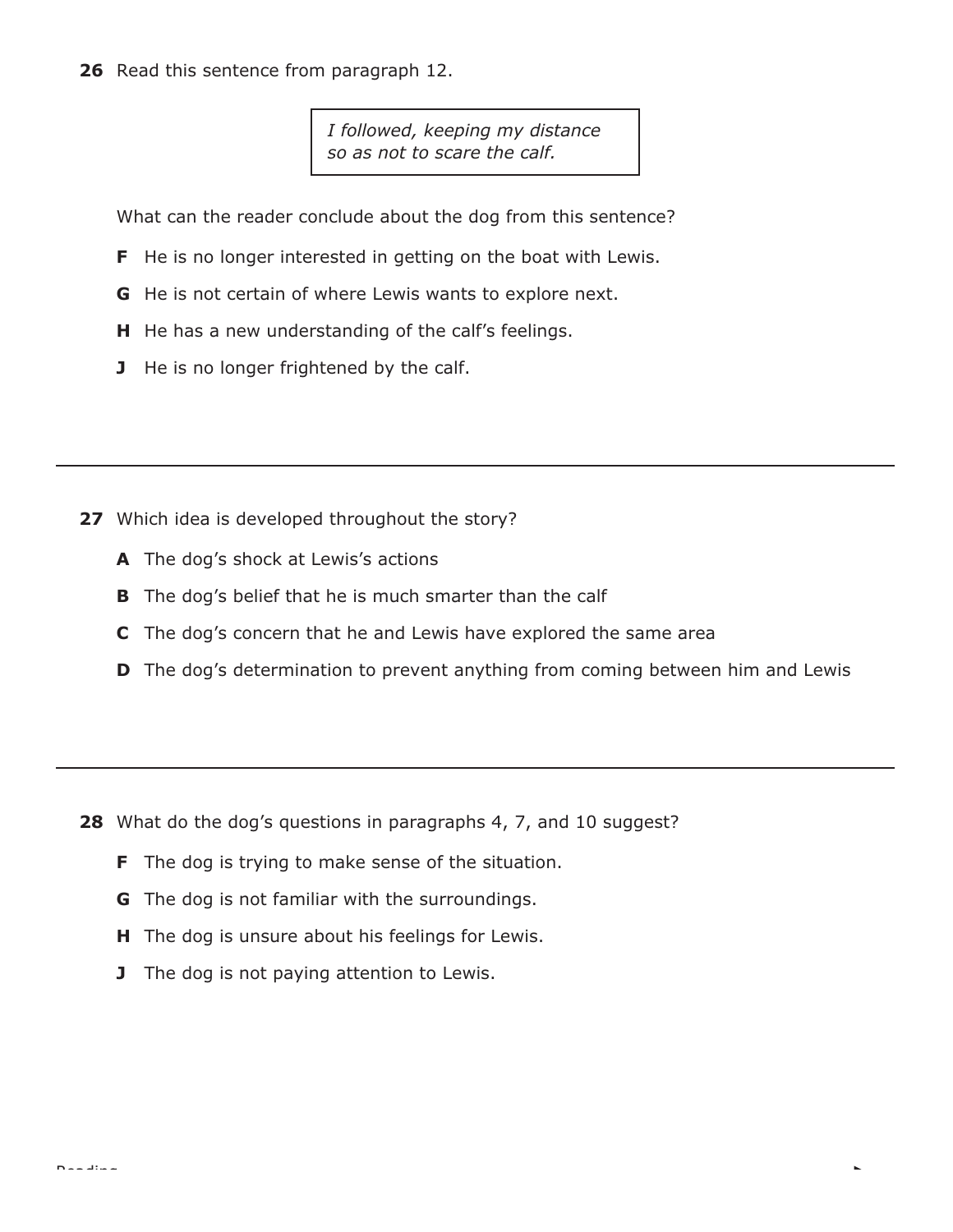**26** Read this sentence from paragraph 12.

> *I followed, keeping my distance so as not to scare the calf.*

What can the reader conclude about the dog from this sentence?

**F** He is no longer interested in getting on the boat with Lewis.

**G** He is not certain of where Lewis wants to explore next.

**H** He has a new understanding of the calf's feelings.

**J** He is no longer frightened by the calf.

---

**27** Which idea is developed throughout the story?

**A** The dog's shock at Lewis's actions

**B** The dog's belief that he is much smarter than the calf

**C** The dog's concern that he and Lewis have explored the same area

**D** The dog's determination to prevent anything from coming between him and Lewis

---

**28** What do the dog's questions in paragraphs 4, 7, and 10 suggest?

**F** The dog is trying to make sense of the situation.

**G** The dog is not familiar with the surroundings.

**H** The dog is unsure about his feelings for Lewis.

**J** The dog is not paying attention to Lewis.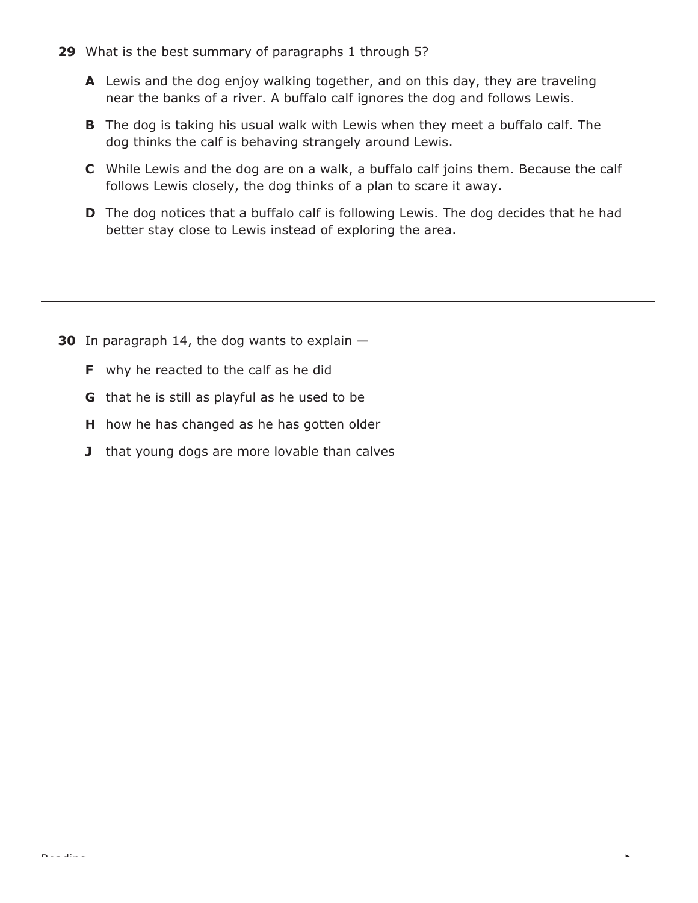**29** What is the best summary of paragraphs 1 through 5?

**A** Lewis and the dog enjoy walking together, and on this day, they are traveling near the banks of a river. A buffalo calf ignores the dog and follows Lewis.

**B** The dog is taking his usual walk with Lewis when they meet a buffalo calf. The dog thinks the calf is behaving strangely around Lewis.

**C** While Lewis and the dog are on a walk, a buffalo calf joins them. Because the calf follows Lewis closely, the dog thinks of a plan to scare it away.

**D** The dog notices that a buffalo calf is following Lewis. The dog decides that he had better stay close to Lewis instead of exploring the area.

---

**30** In paragraph 14, the dog wants to explain —

**F** why he reacted to the calf as he did

**G** that he is still as playful as he used to be

**H** how he has changed as he has gotten older

**J** that young dogs are more lovable than calves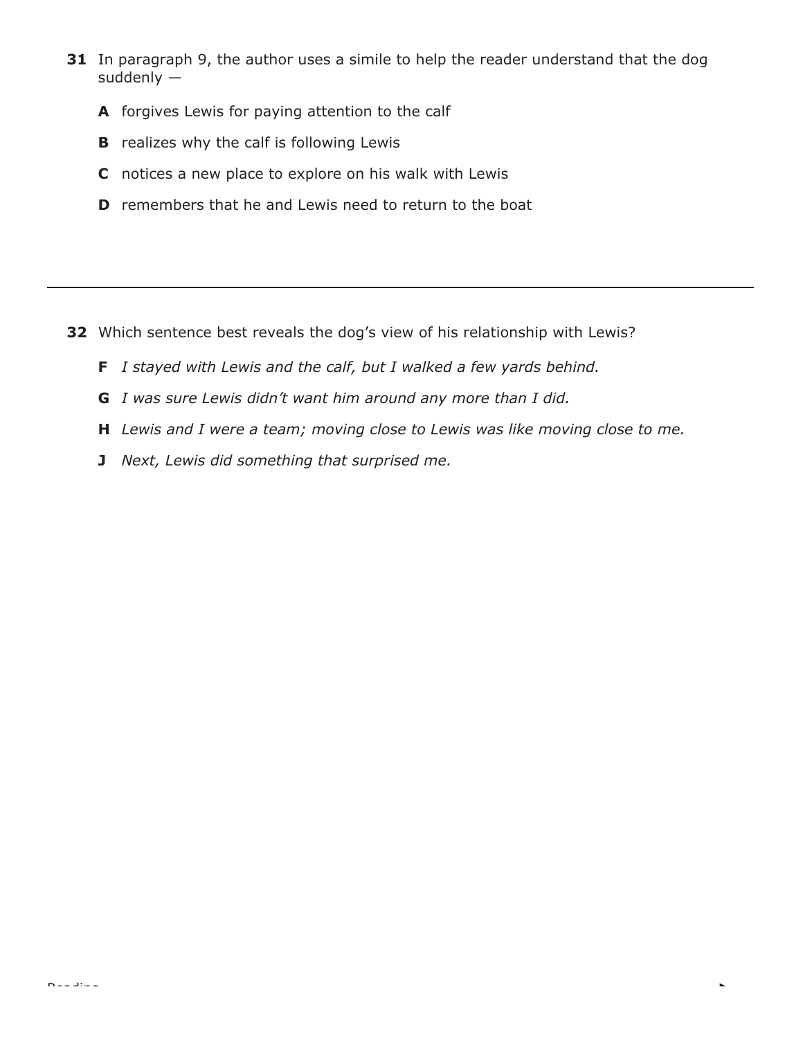**31** In paragraph 9, the author uses a simile to help the reader understand that the dog suddenly —

**A** forgives Lewis for paying attention to the calf

**B** realizes why the calf is following Lewis

**C** notices a new place to explore on his walk with Lewis

**D** remembers that he and Lewis need to return to the boat

---

**32** Which sentence best reveals the dog's view of his relationship with Lewis?

**F** *I stayed with Lewis and the calf, but I walked a few yards behind.*

**G** *I was sure Lewis didn't want him around any more than I did.*

**H** *Lewis and I were a team; moving close to Lewis was like moving close to me.*

**J** *Next, Lewis did something that surprised me.*